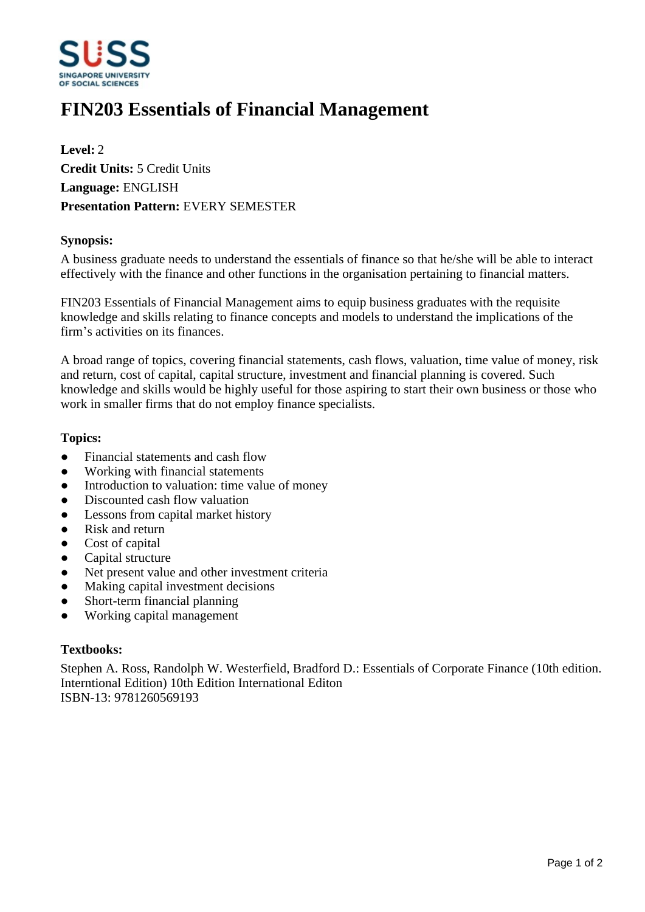# FIN203 Essentials of Financial Management

**Level:** 2
**Credit Units:** 5 Credit Units
**Language:** ENGLISH
**Presentation Pattern:** EVERY SEMESTER

**Synopsis:**

A business graduate needs to understand the essentials of finance so that he/she will be able to interact effectively with the finance and other functions in the organisation pertaining to financial matters.

FIN203 Essentials of Financial Management aims to equip business graduates with the requisite knowledge and skills relating to finance concepts and models to understand the implications of the firm's activities on its finances.

A broad range of topics, covering financial statements, cash flows, valuation, time value of money, risk and return, cost of capital, capital structure, investment and financial planning is covered. Such knowledge and skills would be highly useful for those aspiring to start their own business or those who work in smaller firms that do not employ finance specialists.

**Topics:**

- Financial statements and cash flow
- Working with financial statements
- Introduction to valuation: time value of money
- Discounted cash flow valuation
- Lessons from capital market history
- Risk and return
- Cost of capital
- Capital structure
- Net present value and other investment criteria
- Making capital investment decisions
- Short-term financial planning
- Working capital management

**Textbooks:**

Stephen A. Ross, Randolph W. Westerfield, Bradford D.: Essentials of Corporate Finance (10th edition. Interntional Edition) 10th Edition International Editon
ISBN-13: 9781260569193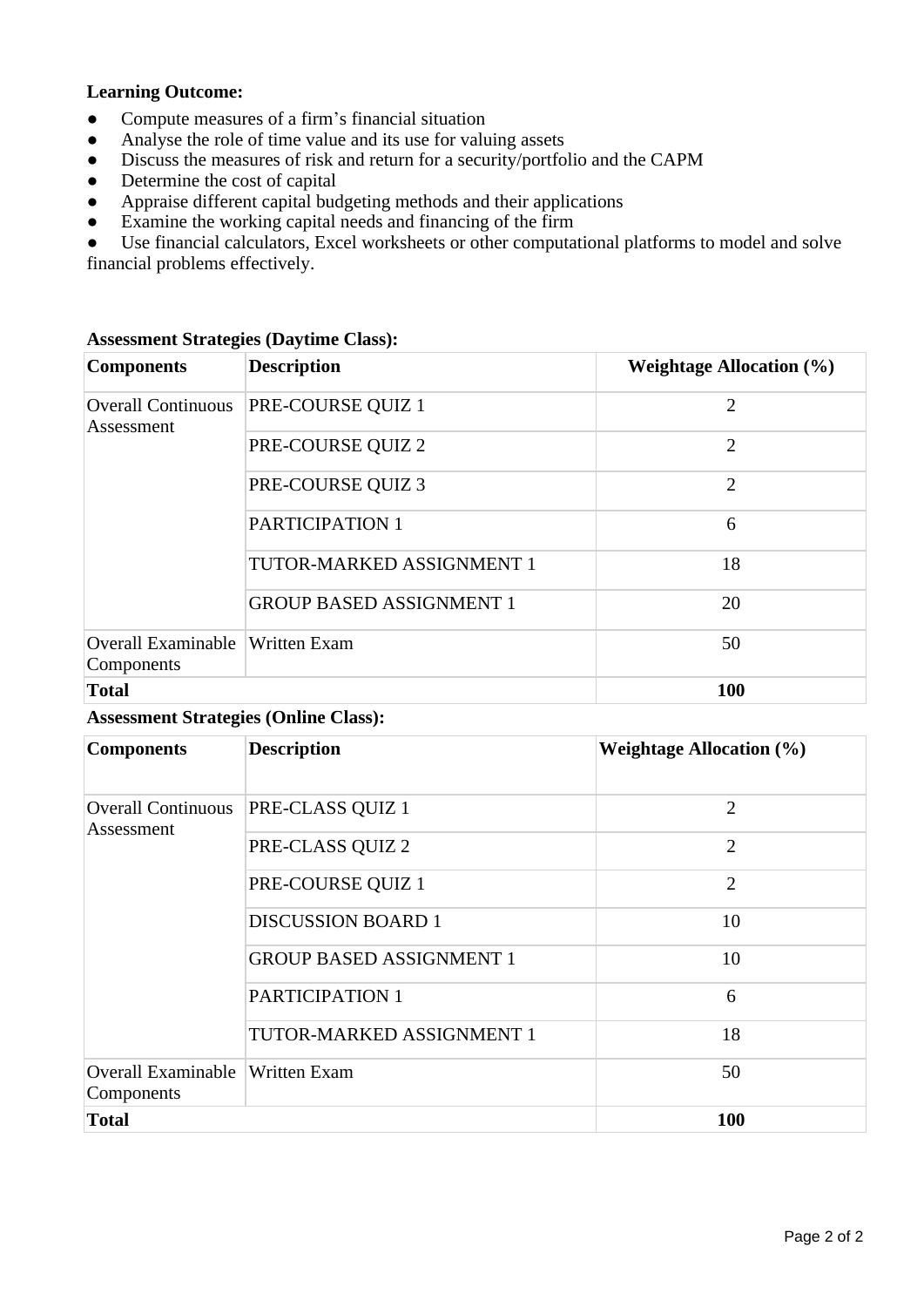**Learning Outcome:**

- Compute measures of a firm's financial situation
- Analyse the role of time value and its use for valuing assets
- Discuss the measures of risk and return for a security/portfolio and the CAPM
- Determine the cost of capital
- Appraise different capital budgeting methods and their applications
- Examine the working capital needs and financing of the firm
- Use financial calculators, Excel worksheets or other computational platforms to model and solve financial problems effectively.

**Assessment Strategies (Daytime Class):**

| Components | Description | Weightage Allocation (%) |
|---|---|---|
| Overall Continuous Assessment | PRE-COURSE QUIZ 1 | 2 |
| | PRE-COURSE QUIZ 2 | 2 |
| | PRE-COURSE QUIZ 3 | 2 |
| | PARTICIPATION 1 | 6 |
| | TUTOR-MARKED ASSIGNMENT 1 | 18 |
| | GROUP BASED ASSIGNMENT 1 | 20 |
| Overall Examinable Components | Written Exam | 50 |
| **Total** | | **100** |

**Assessment Strategies (Online Class):**

| Components | Description | Weightage Allocation (%) |
|---|---|---|
| Overall Continuous Assessment | PRE-CLASS QUIZ 1 | 2 |
| | PRE-CLASS QUIZ 2 | 2 |
| | PRE-COURSE QUIZ 1 | 2 |
| | DISCUSSION BOARD 1 | 10 |
| | GROUP BASED ASSIGNMENT 1 | 10 |
| | PARTICIPATION 1 | 6 |
| | TUTOR-MARKED ASSIGNMENT 1 | 18 |
| Overall Examinable Components | Written Exam | 50 |
| **Total** | | **100** |